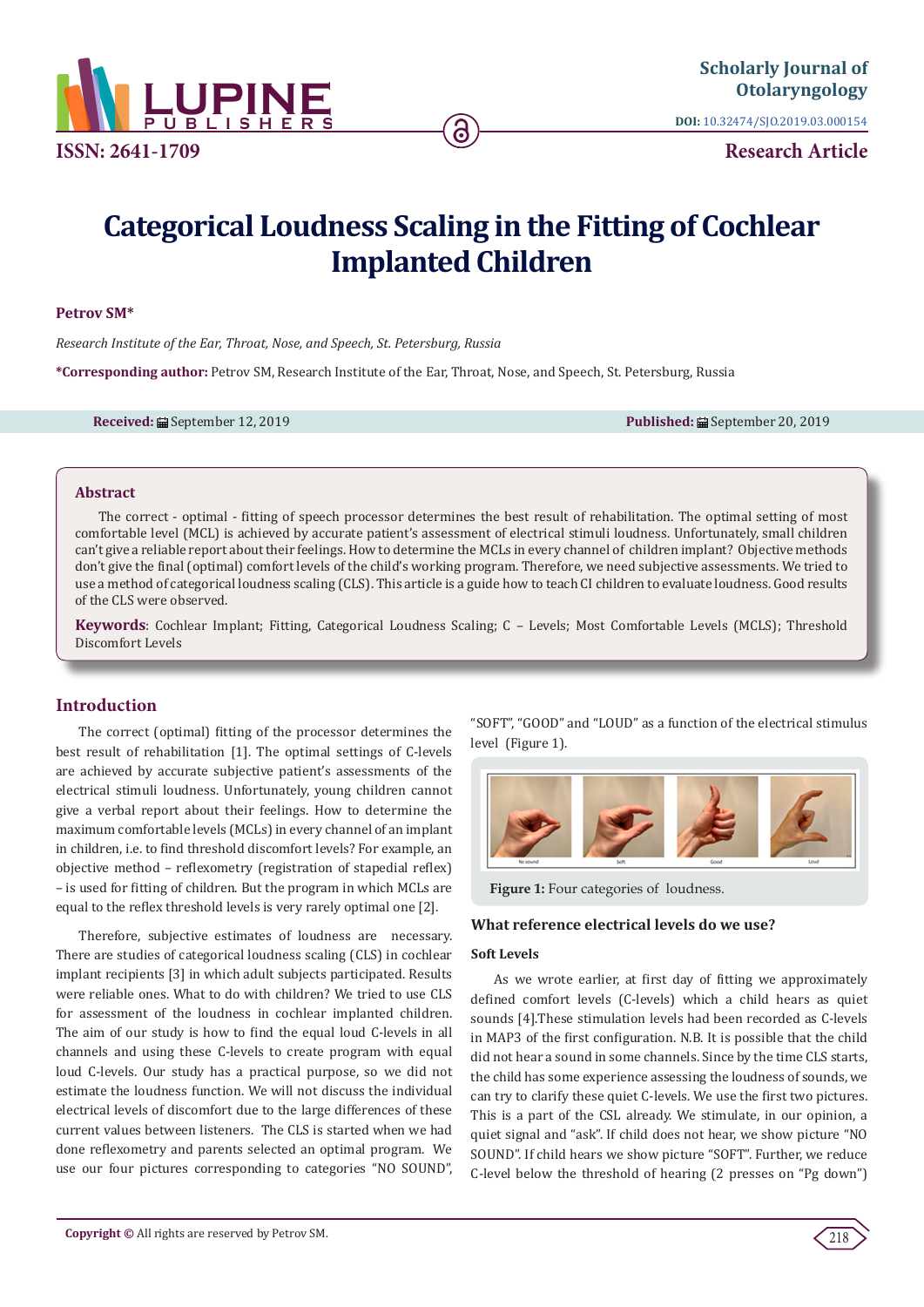# Categorical Loudness Scaling in the Fitting of Cochlear Implanted Children

**Petrov SM***

*Research Institute of the Ear, Throat, Nose, and Speech, St. Petersburg, Russia*

***Corresponding author:** Petrov SM, Research Institute of the Ear, Throat, Nose, and Speech, St. Petersburg, Russia

**Received:** September 12, 2019 **Published:** September 20, 2019

## Abstract

The correct - optimal - fitting of speech processor determines the best result of rehabilitation. The optimal setting of most comfortable level (MCL) is achieved by accurate patient's assessment of electrical stimuli loudness. Unfortunately, small children can't give a reliable report about their feelings. How to determine the MCLs in every channel of children implant? Objective methods don't give the final (optimal) comfort levels of the child's working program. Therefore, we need subjective assessments. We tried to use a method of categorical loudness scaling (CLS). This article is a guide how to teach CI children to evaluate loudness. Good results of the CLS were observed.

**Keywords**: Cochlear Implant; Fitting, Categorical Loudness Scaling; C – Levels; Most Comfortable Levels (MCLS); Threshold Discomfort Levels

## Introduction

The correct (optimal) fitting of the processor determines the best result of rehabilitation [1]. The optimal settings of C-levels are achieved by accurate subjective patient's assessments of the electrical stimuli loudness. Unfortunately, young children cannot give a verbal report about their feelings. How to determine the maximum comfortable levels (MCLs) in every channel of an implant in children, i.e. to find threshold discomfort levels? For example, an objective method – reflexometry (registration of stapedial reflex) – is used for fitting of children. But the program in which MCLs are equal to the reflex threshold levels is very rarely optimal one [2].

Therefore, subjective estimates of loudness are necessary. There are studies of categorical loudness scaling (CLS) in cochlear implant recipients [3] in which adult subjects participated. Results were reliable ones. What to do with children? We tried to use CLS for assessment of the loudness in cochlear implanted children. The aim of our study is how to find the equal loud C-levels in all channels and using these C-levels to create program with equal loud C-levels. Our study has a practical purpose, so we did not estimate the loudness function. We will not discuss the individual electrical levels of discomfort due to the large differences of these current values between listeners. The CLS is started when we had done reflexometry and parents selected an optimal program. We use our four pictures corresponding to categories "NO SOUND", "SOFT", "GOOD" and "LOUD" as a function of the electrical stimulus level (Figure 1).

**Figure 1:** Four categories of loudness.

### What reference electrical levels do we use?

#### Soft Levels

As we wrote earlier, at first day of fitting we approximately defined comfort levels (C-levels) which a child hears as quiet sounds [4].These stimulation levels had been recorded as C-levels in MAP3 of the first configuration. N.B. It is possible that the child did not hear a sound in some channels. Since by the time CLS starts, the child has some experience assessing the loudness of sounds, we can try to clarify these quiet C-levels. We use the first two pictures. This is a part of the CSL already. We stimulate, in our opinion, a quiet signal and "ask". If child does not hear, we show picture "NO SOUND". If child hears we show picture "SOFT". Further, we reduce C-level below the threshold of hearing (2 presses on "Pg down")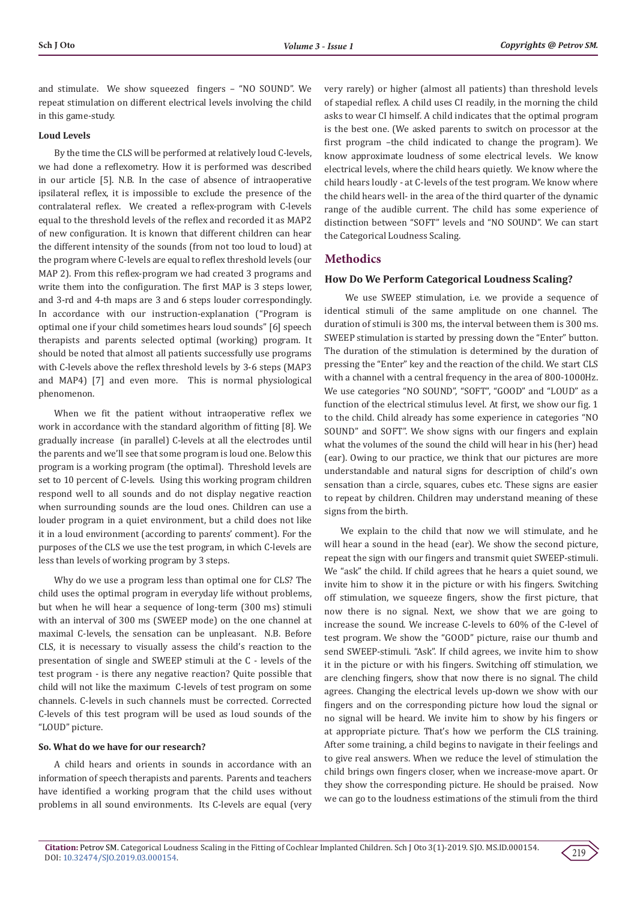and stimulate. We show squeezed fingers – "NO SOUND". We repeat stimulation on different electrical levels involving the child in this game-study.

**Loud Levels**

By the time the CLS will be performed at relatively loud C-levels, we had done a reflexometry. How it is performed was described in our article [5]. N.B. In the case of absence of intraoperative ipsilateral reflex, it is impossible to exclude the presence of the contralateral reflex. We created a reflex-program with C-levels equal to the threshold levels of the reflex and recorded it as MAP2 of new configuration. It is known that different children can hear the different intensity of the sounds (from not too loud to loud) at the program where C-levels are equal to reflex threshold levels (our MAP 2). From this reflex-program we had created 3 programs and write them into the configuration. The first MAP is 3 steps lower, and 3-rd and 4-th maps are 3 and 6 steps louder correspondingly. In accordance with our instruction-explanation ("Program is optimal one if your child sometimes hears loud sounds" [6] speech therapists and parents selected optimal (working) program. It should be noted that almost all patients successfully use programs with C-levels above the reflex threshold levels by 3-6 steps (MAP3 and MAP4) [7] and even more. This is normal physiological phenomenon.

When we fit the patient without intraoperative reflex we work in accordance with the standard algorithm of fitting [8]. We gradually increase (in parallel) C-levels at all the electrodes until the parents and we'll see that some program is loud one. Below this program is a working program (the optimal). Threshold levels are set to 10 percent of C-levels. Using this working program children respond well to all sounds and do not display negative reaction when surrounding sounds are the loud ones. Children can use a louder program in a quiet environment, but a child does not like it in a loud environment (according to parents' comment). For the purposes of the CLS we use the test program, in which C-levels are less than levels of working program by 3 steps.

Why do we use a program less than optimal one for CLS? The child uses the optimal program in everyday life without problems, but when he will hear a sequence of long-term (300 ms) stimuli with an interval of 300 ms (SWEEP mode) on the one channel at maximal C-levels, the sensation can be unpleasant. N.B. Before CLS, it is necessary to visually assess the child's reaction to the presentation of single and SWEEP stimuli at the C - levels of the test program - is there any negative reaction? Quite possible that child will not like the maximum C-levels of test program on some channels. C-levels in such channels must be corrected. Corrected C-levels of this test program will be used as loud sounds of the "LOUD" picture.

**So. What do we have for our research?**

A child hears and orients in sounds in accordance with an information of speech therapists and parents. Parents and teachers have identified a working program that the child uses without problems in all sound environments. Its C-levels are equal (very rarely) or higher (almost all patients) than threshold levels of stapedial reflex. A child uses CI readily, in the morning the child asks to wear CI himself. A child indicates that the optimal program is the best one. (We asked parents to switch on processor at the first program –the child indicated to change the program). We know approximate loudness of some electrical levels. We know electrical levels, where the child hears quietly. We know where the child hears loudly - at C-levels of the test program. We know where the child hears well- in the area of the third quarter of the dynamic range of the audible current. The child has some experience of distinction between "SOFT" levels and "NO SOUND". We can start the Categorical Loudness Scaling.

## Methodics

### How Do We Perform Categorical Loudness Scaling?

We use SWEEP stimulation, i.e. we provide a sequence of identical stimuli of the same amplitude on one channel. The duration of stimuli is 300 ms, the interval between them is 300 ms. SWEEP stimulation is started by pressing down the "Enter" button. The duration of the stimulation is determined by the duration of pressing the "Enter" key and the reaction of the child. We start CLS with a channel with a central frequency in the area of 800-1000Hz. We use categories "NO SOUND", "SOFT", "GOOD" and "LOUD" as a function of the electrical stimulus level. At first, we show our fig. 1 to the child. Child already has some experience in categories "NO SOUND" and SOFT". We show signs with our fingers and explain what the volumes of the sound the child will hear in his (her) head (ear). Owing to our practice, we think that our pictures are more understandable and natural signs for description of child's own sensation than a circle, squares, cubes etc. These signs are easier to repeat by children. Children may understand meaning of these signs from the birth.

We explain to the child that now we will stimulate, and he will hear a sound in the head (ear). We show the second picture, repeat the sign with our fingers and transmit quiet SWEEP-stimuli. We "ask" the child. If child agrees that he hears a quiet sound, we invite him to show it in the picture or with his fingers. Switching off stimulation, we squeeze fingers, show the first picture, that now there is no signal. Next, we show that we are going to increase the sound. We increase C-levels to 60% of the C-level of test program. We show the "GOOD" picture, raise our thumb and send SWEEP-stimuli. "Ask". If child agrees, we invite him to show it in the picture or with his fingers. Switching off stimulation, we are clenching fingers, show that now there is no signal. The child agrees. Changing the electrical levels up-down we show with our fingers and on the corresponding picture how loud the signal or no signal will be heard. We invite him to show by his fingers or at appropriate picture. That's how we perform the CLS training. After some training, a child begins to navigate in their feelings and to give real answers. When we reduce the level of stimulation the child brings own fingers closer, when we increase-move apart. Or they show the corresponding picture. He should be praised. Now we can go to the loudness estimations of the stimuli from the third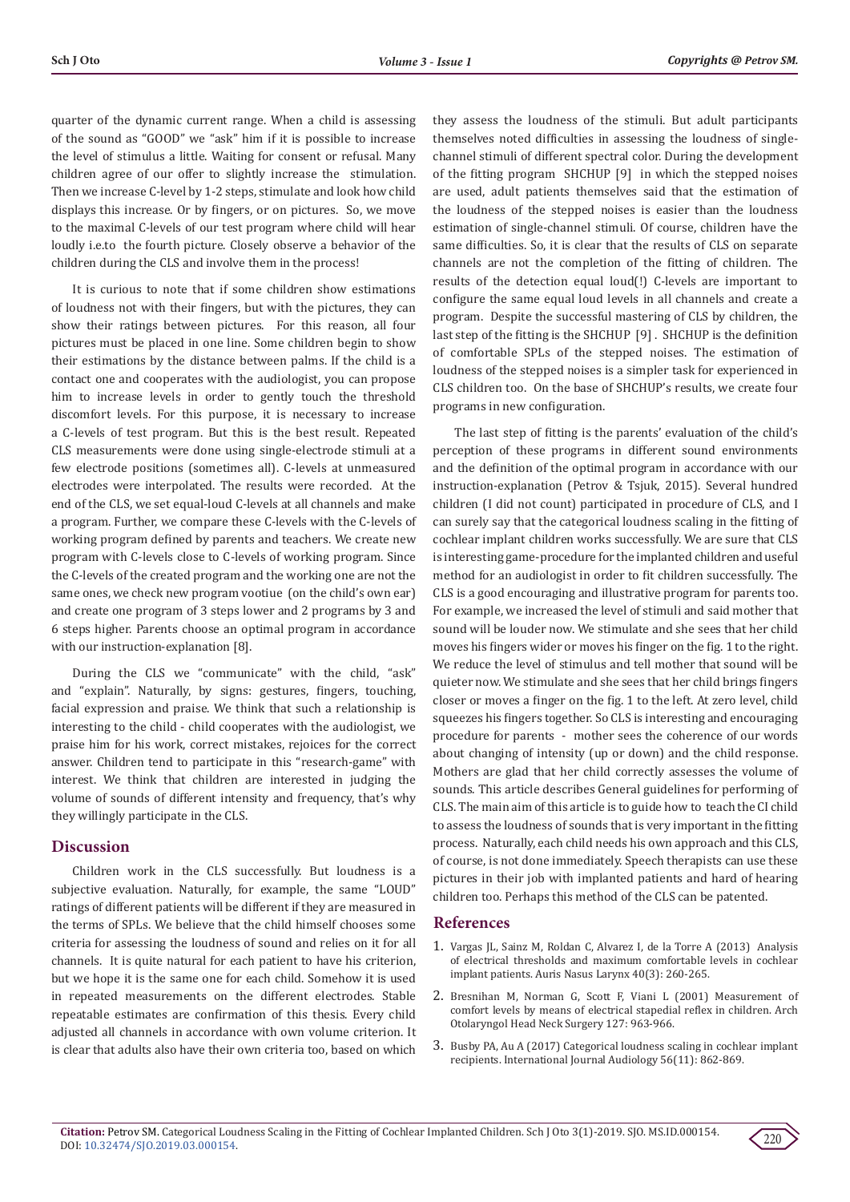quarter of the dynamic current range. When a child is assessing of the sound as "GOOD" we "ask" him if it is possible to increase the level of stimulus a little. Waiting for consent or refusal. Many children agree of our offer to slightly increase the stimulation. Then we increase C-level by 1-2 steps, stimulate and look how child displays this increase. Or by fingers, or on pictures. So, we move to the maximal C-levels of our test program where child will hear loudly i.e.to the fourth picture. Closely observe a behavior of the children during the CLS and involve them in the process!

It is curious to note that if some children show estimations of loudness not with their fingers, but with the pictures, they can show their ratings between pictures. For this reason, all four pictures must be placed in one line. Some children begin to show their estimations by the distance between palms. If the child is a contact one and cooperates with the audiologist, you can propose him to increase levels in order to gently touch the threshold discomfort levels. For this purpose, it is necessary to increase a C-levels of test program. But this is the best result. Repeated CLS measurements were done using single-electrode stimuli at a few electrode positions (sometimes all). C-levels at unmeasured electrodes were interpolated. The results were recorded. At the end of the CLS, we set equal-loud C-levels at all channels and make a program. Further, we compare these C-levels with the C-levels of working program defined by parents and teachers. We create new program with C-levels close to C-levels of working program. Since the C-levels of the created program and the working one are not the same ones, we check new program vootiue (on the child's own ear) and create one program of 3 steps lower and 2 programs by 3 and 6 steps higher. Parents choose an optimal program in accordance with our instruction-explanation [8].

During the CLS we "communicate" with the child, "ask" and "explain". Naturally, by signs: gestures, fingers, touching, facial expression and praise. We think that such a relationship is interesting to the child - child cooperates with the audiologist, we praise him for his work, correct mistakes, rejoices for the correct answer. Children tend to participate in this "research-game" with interest. We think that children are interested in judging the volume of sounds of different intensity and frequency, that's why they willingly participate in the CLS.

## Discussion

Children work in the CLS successfully. But loudness is a subjective evaluation. Naturally, for example, the same "LOUD" ratings of different patients will be different if they are measured in the terms of SPLs. We believe that the child himself chooses some criteria for assessing the loudness of sound and relies on it for all channels. It is quite natural for each patient to have his criterion, but we hope it is the same one for each child. Somehow it is used in repeated measurements on the different electrodes. Stable repeatable estimates are confirmation of this thesis. Every child adjusted all channels in accordance with own volume criterion. It is clear that adults also have their own criteria too, based on which they assess the loudness of the stimuli. But adult participants themselves noted difficulties in assessing the loudness of single-channel stimuli of different spectral color. During the development of the fitting program SHCHUP [9] in which the stepped noises are used, adult patients themselves said that the estimation of the loudness of the stepped noises is easier than the loudness estimation of single-channel stimuli. Of course, children have the same difficulties. So, it is clear that the results of CLS on separate channels are not the completion of the fitting of children. The results of the detection equal loud(!) C-levels are important to configure the same equal loud levels in all channels and create a program. Despite the successful mastering of CLS by children, the last step of the fitting is the SHCHUP [9]. SHCHUP is the definition of comfortable SPLs of the stepped noises. The estimation of loudness of the stepped noises is a simpler task for experienced in CLS children too. On the base of SHCHUP's results, we create four programs in new configuration.

The last step of fitting is the parents' evaluation of the child's perception of these programs in different sound environments and the definition of the optimal program in accordance with our instruction-explanation (Petrov & Tsjuk, 2015). Several hundred children (I did not count) participated in procedure of CLS, and I can surely say that the categorical loudness scaling in the fitting of cochlear implant children works successfully. We are sure that CLS is interesting game-procedure for the implanted children and useful method for an audiologist in order to fit children successfully. The CLS is a good encouraging and illustrative program for parents too. For example, we increased the level of stimuli and said mother that sound will be louder now. We stimulate and she sees that her child moves his fingers wider or moves his finger on the fig. 1 to the right. We reduce the level of stimulus and tell mother that sound will be quieter now. We stimulate and she sees that her child brings fingers closer or moves a finger on the fig. 1 to the left. At zero level, child squeezes his fingers together. So CLS is interesting and encouraging procedure for parents - mother sees the coherence of our words about changing of intensity (up or down) and the child response. Mothers are glad that her child correctly assesses the volume of sounds. This article describes General guidelines for performing of CLS. The main aim of this article is to guide how to teach the CI child to assess the loudness of sounds that is very important in the fitting process. Naturally, each child needs his own approach and this CLS, of course, is not done immediately. Speech therapists can use these pictures in their job with implanted patients and hard of hearing children too. Perhaps this method of the CLS can be patented.

## References

1. Vargas JL, Sainz M, Roldan C, Alvarez I, de la Torre A (2013) Analysis of electrical thresholds and maximum comfortable levels in cochlear implant patients. Auris Nasus Larynx 40(3): 260-265.
2. Bresnihan M, Norman G, Scott F, Viani L (2001) Measurement of comfort levels by means of electrical stapedial reflex in children. Arch Otolaryngol Head Neck Surgery 127: 963-966.
3. Busby PA, Au A (2017) Categorical loudness scaling in cochlear implant recipients. International Journal Audiology 56(11): 862-869.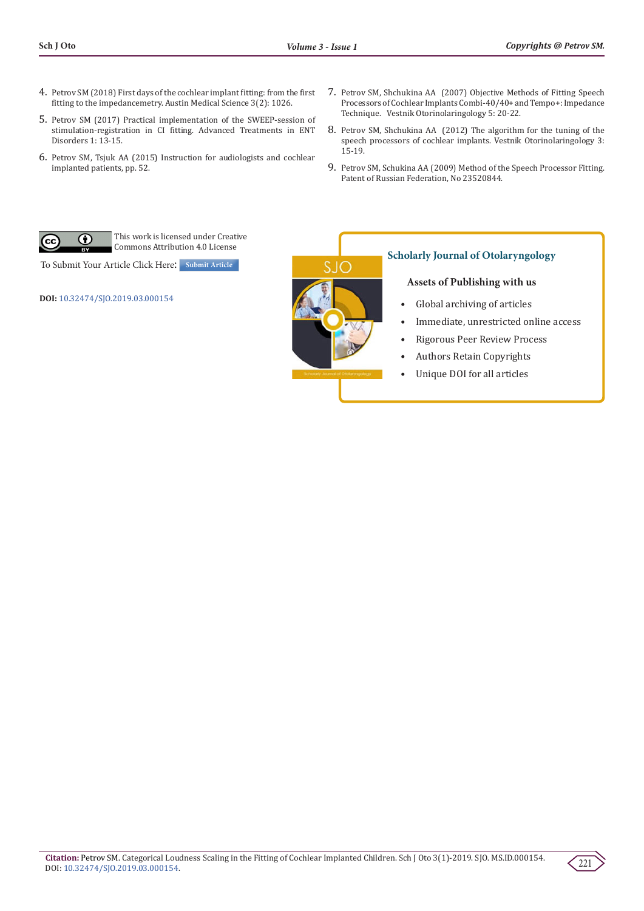4. Petrov SM (2018) First days of the cochlear implant fitting: from the first fitting to the impedancemetry. Austin Medical Science 3(2): 1026.
5. Petrov SM (2017) Practical implementation of the SWEEP-session of stimulation-registration in CI fitting. Advanced Treatments in ENT Disorders 1: 13-15.
6. Petrov SM, Tsjuk AA (2015) Instruction for audiologists and cochlear implanted patients, pp. 52.
7. Petrov SM, Shchukina AA (2007) Objective Methods of Fitting Speech Processors of Cochlear Implants Combi-40/40+ and Tempo+: Impedance Technique. Vestnik Otorinolaringology 5: 20-22.
8. Petrov SM, Shchukina AA (2012) The algorithm for the tuning of the speech processors of cochlear implants. Vestnik Otorinolaringology 3: 15-19.
9. Petrov SM, Schukina AA (2009) Method of the Speech Processor Fitting. Patent of Russian Federation, No 23520844.

This work is licensed under Creative Commons Attribution 4.0 License

To Submit Your Article Click Here: Submit Article

**DOI:** 10.32474/SJO.2019.03.000154

### Scholarly Journal of Otolaryngology

#### Assets of Publishing with us

- Global archiving of articles
- Immediate, unrestricted online access
- Rigorous Peer Review Process
- Authors Retain Copyrights
- Unique DOI for all articles

**Citation:** Petrov SM. Categorical Loudness Scaling in the Fitting of Cochlear Implanted Children. Sch J Oto 3(1)-2019. SJO. MS.ID.000154. DOI: 10.32474/SJO.2019.03.000154.